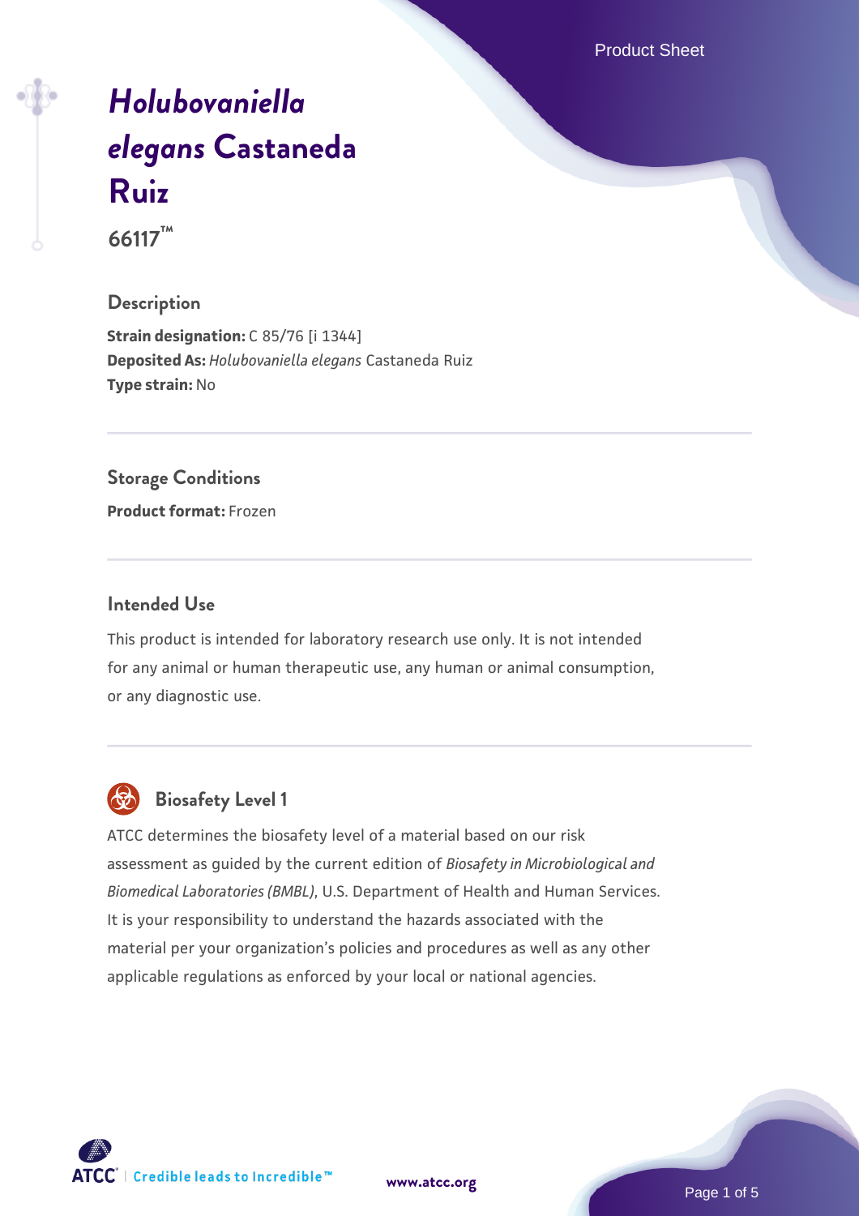# *Holubovaniella elegans* Castaneda Ruiz

66117™

## Description

**Strain designation:** C 85/76 [i 1344]
**Deposited As:** *Holubovaniella elegans* Castaneda Ruiz
**Type strain:** No

## Storage Conditions

**Product format:** Frozen

## Intended Use

This product is intended for laboratory research use only. It is not intended for any animal or human therapeutic use, any human or animal consumption, or any diagnostic use.

## Biosafety Level 1

ATCC determines the biosafety level of a material based on our risk assessment as guided by the current edition of *Biosafety in Microbiological and Biomedical Laboratories (BMBL)*, U.S. Department of Health and Human Services. It is your responsibility to understand the hazards associated with the material per your organization's policies and procedures as well as any other applicable regulations as enforced by your local or national agencies.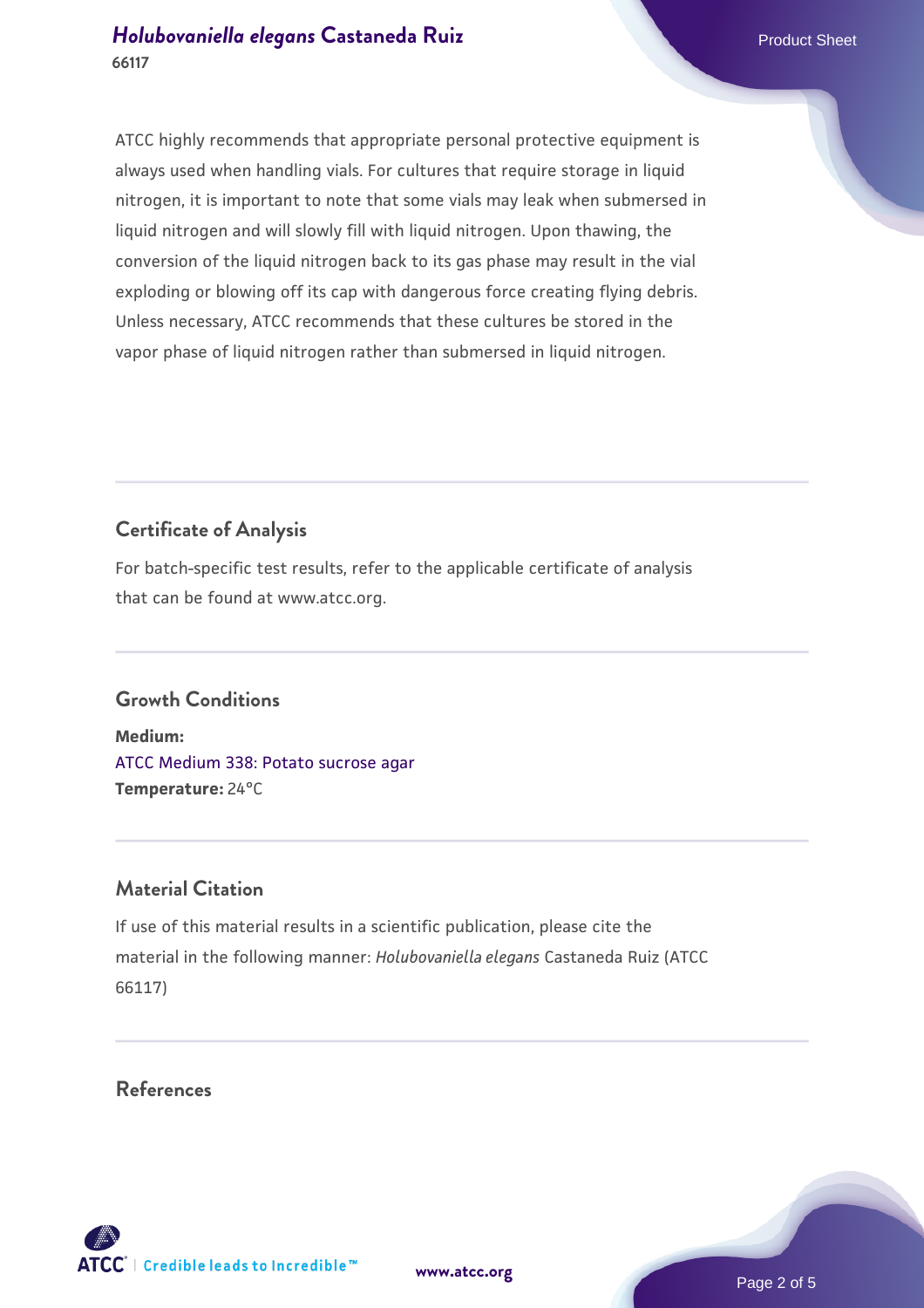ATCC highly recommends that appropriate personal protective equipment is always used when handling vials. For cultures that require storage in liquid nitrogen, it is important to note that some vials may leak when submersed in liquid nitrogen and will slowly fill with liquid nitrogen. Upon thawing, the conversion of the liquid nitrogen back to its gas phase may result in the vial exploding or blowing off its cap with dangerous force creating flying debris. Unless necessary, ATCC recommends that these cultures be stored in the vapor phase of liquid nitrogen rather than submersed in liquid nitrogen.

## Certificate of Analysis

For batch-specific test results, refer to the applicable certificate of analysis that can be found at www.atcc.org.

## Growth Conditions

**Medium:**
ATCC Medium 338: Potato sucrose agar
**Temperature:** 24°C

## Material Citation

If use of this material results in a scientific publication, please cite the material in the following manner: *Holubovaniella elegans* Castaneda Ruiz (ATCC 66117)

## References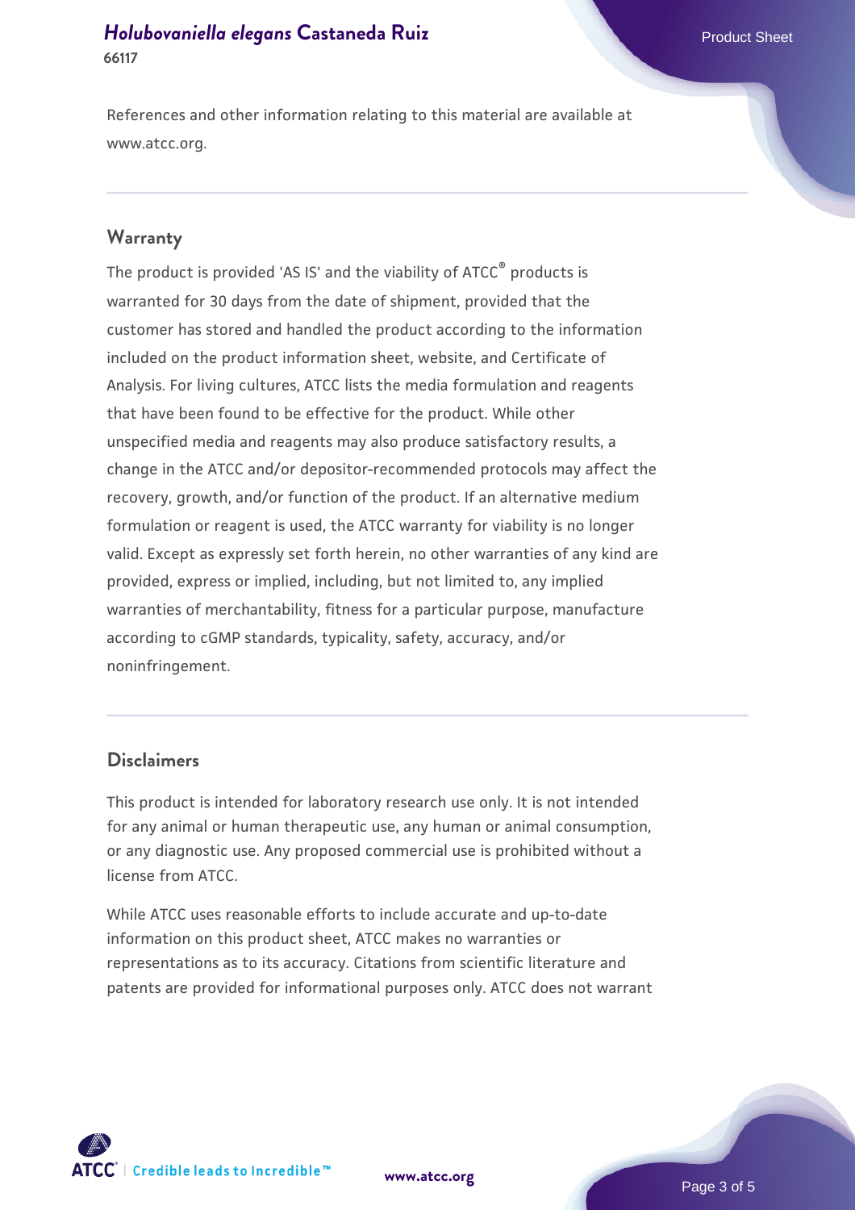References and other information relating to this material are available at www.atcc.org.

## Warranty

The product is provided 'AS IS' and the viability of ATCC® products is warranted for 30 days from the date of shipment, provided that the customer has stored and handled the product according to the information included on the product information sheet, website, and Certificate of Analysis. For living cultures, ATCC lists the media formulation and reagents that have been found to be effective for the product. While other unspecified media and reagents may also produce satisfactory results, a change in the ATCC and/or depositor-recommended protocols may affect the recovery, growth, and/or function of the product. If an alternative medium formulation or reagent is used, the ATCC warranty for viability is no longer valid. Except as expressly set forth herein, no other warranties of any kind are provided, express or implied, including, but not limited to, any implied warranties of merchantability, fitness for a particular purpose, manufacture according to cGMP standards, typicality, safety, accuracy, and/or noninfringement.

## Disclaimers

This product is intended for laboratory research use only. It is not intended for any animal or human therapeutic use, any human or animal consumption, or any diagnostic use. Any proposed commercial use is prohibited without a license from ATCC.

While ATCC uses reasonable efforts to include accurate and up-to-date information on this product sheet, ATCC makes no warranties or representations as to its accuracy. Citations from scientific literature and patents are provided for informational purposes only. ATCC does not warrant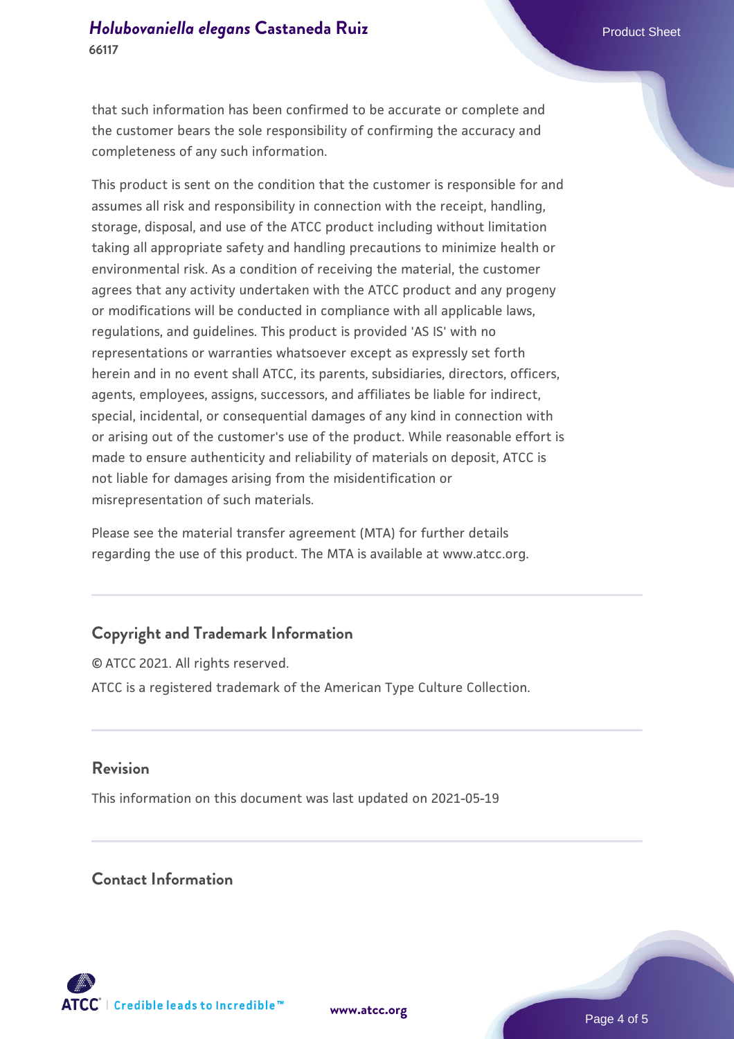that such information has been confirmed to be accurate or complete and the customer bears the sole responsibility of confirming the accuracy and completeness of any such information.

This product is sent on the condition that the customer is responsible for and assumes all risk and responsibility in connection with the receipt, handling, storage, disposal, and use of the ATCC product including without limitation taking all appropriate safety and handling precautions to minimize health or environmental risk. As a condition of receiving the material, the customer agrees that any activity undertaken with the ATCC product and any progeny or modifications will be conducted in compliance with all applicable laws, regulations, and guidelines. This product is provided 'AS IS' with no representations or warranties whatsoever except as expressly set forth herein and in no event shall ATCC, its parents, subsidiaries, directors, officers, agents, employees, assigns, successors, and affiliates be liable for indirect, special, incidental, or consequential damages of any kind in connection with or arising out of the customer's use of the product. While reasonable effort is made to ensure authenticity and reliability of materials on deposit, ATCC is not liable for damages arising from the misidentification or misrepresentation of such materials.

Please see the material transfer agreement (MTA) for further details regarding the use of this product. The MTA is available at www.atcc.org.

## Copyright and Trademark Information

© ATCC 2021. All rights reserved.

ATCC is a registered trademark of the American Type Culture Collection.

## Revision

This information on this document was last updated on 2021-05-19

## Contact Information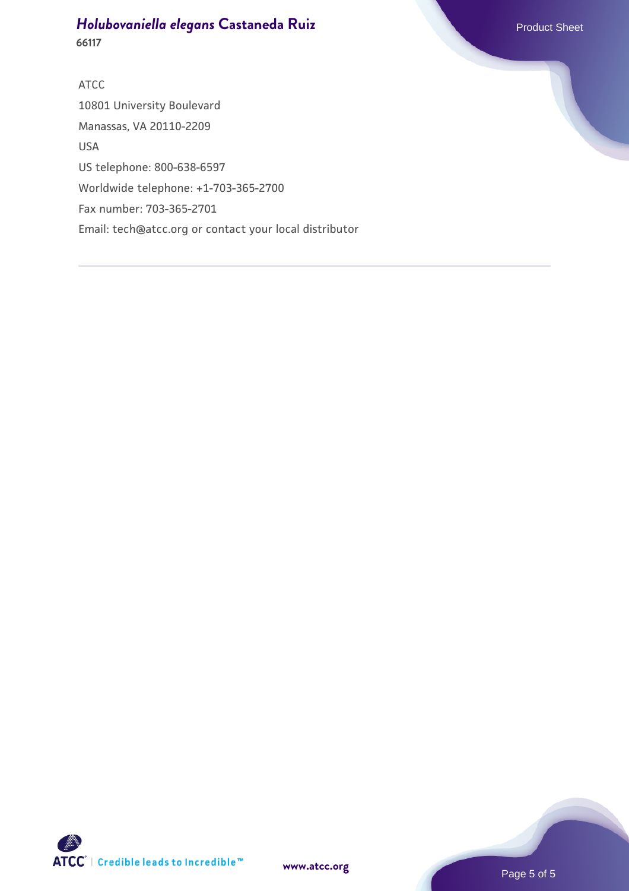ATCC

10801 University Boulevard

Manassas, VA 20110-2209

USA

US telephone: 800-638-6597

Worldwide telephone: +1-703-365-2700

Fax number: 703-365-2701

Email: tech@atcc.org or contact your local distributor